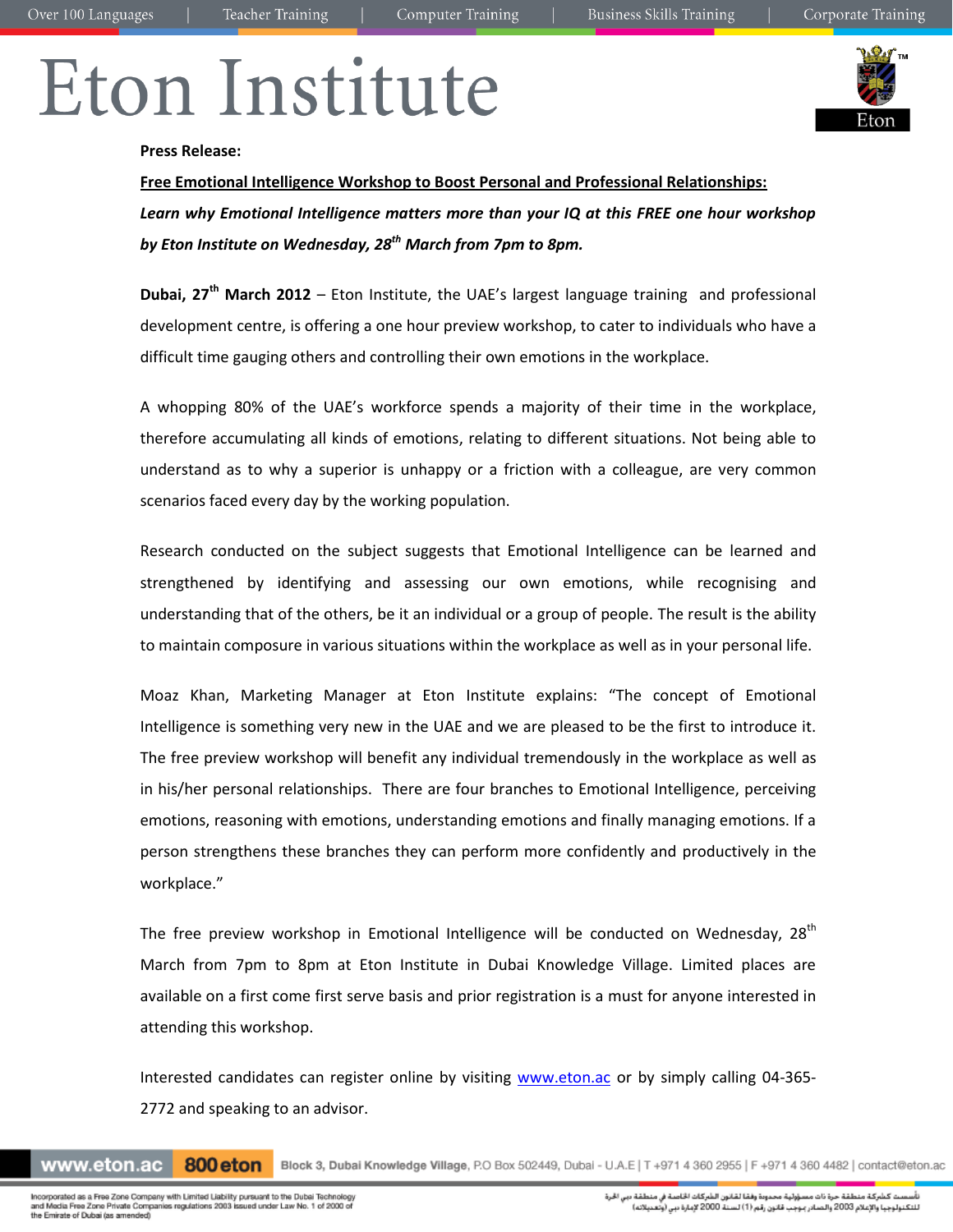**Press Release:**

**Free Emotional Intelligence Workshop to Boost Personal and Professional Relationships:**

***Learn why Emotional Intelligence matters more than your IQ at this FREE one hour workshop by Eton Institute on Wednesday, 28th March from 7pm to 8pm.***

**Dubai, 27th March 2012** – Eton Institute, the UAE's largest language training and professional development centre, is offering a one hour preview workshop, to cater to individuals who have a difficult time gauging others and controlling their own emotions in the workplace.

A whopping 80% of the UAE's workforce spends a majority of their time in the workplace, therefore accumulating all kinds of emotions, relating to different situations. Not being able to understand as to why a superior is unhappy or a friction with a colleague, are very common scenarios faced every day by the working population.

Research conducted on the subject suggests that Emotional Intelligence can be learned and strengthened by identifying and assessing our own emotions, while recognising and understanding that of the others, be it an individual or a group of people. The result is the ability to maintain composure in various situations within the workplace as well as in your personal life.

Moaz Khan, Marketing Manager at Eton Institute explains: "The concept of Emotional Intelligence is something very new in the UAE and we are pleased to be the first to introduce it. The free preview workshop will benefit any individual tremendously in the workplace as well as in his/her personal relationships. There are four branches to Emotional Intelligence, perceiving emotions, reasoning with emotions, understanding emotions and finally managing emotions. If a person strengthens these branches they can perform more confidently and productively in the workplace."

The free preview workshop in Emotional Intelligence will be conducted on Wednesday, 28th March from 7pm to 8pm at Eton Institute in Dubai Knowledge Village. Limited places are available on a first come first serve basis and prior registration is a must for anyone interested in attending this workshop.

Interested candidates can register online by visiting www.eton.ac or by simply calling 04-365-2772 and speaking to an advisor.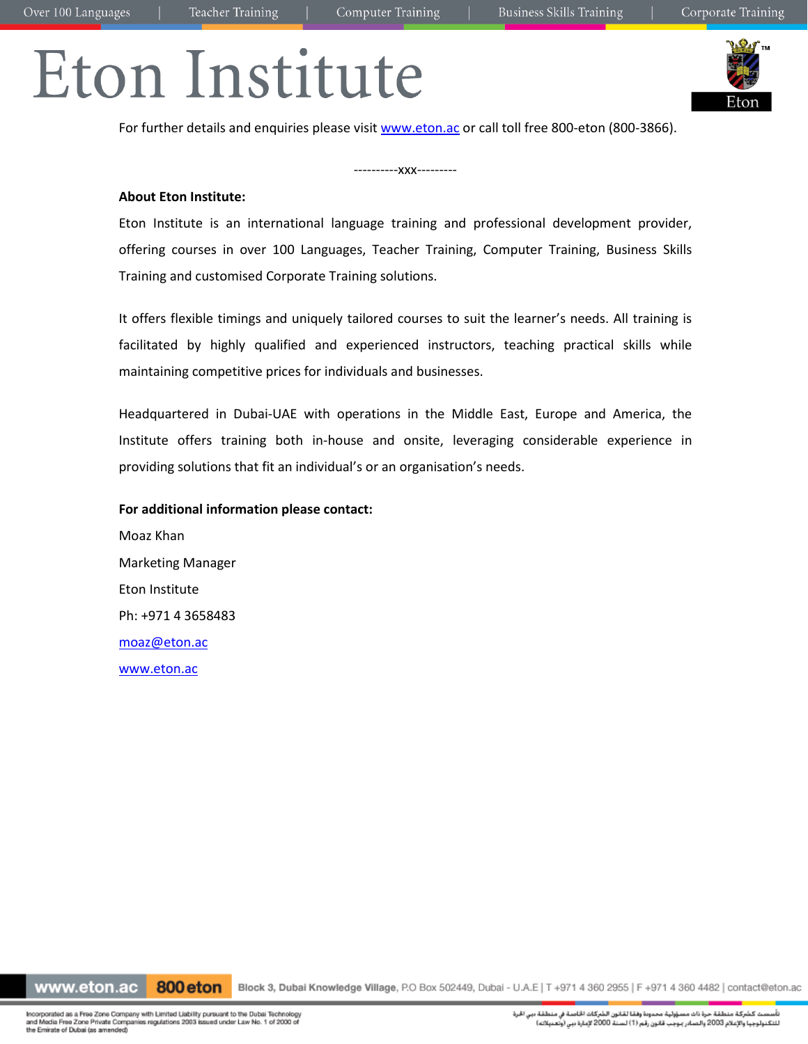For further details and enquiries please visit www.eton.ac or call toll free 800-eton (800-3866).

----------xxx---------

**About Eton Institute:**

Eton Institute is an international language training and professional development provider, offering courses in over 100 Languages, Teacher Training, Computer Training, Business Skills Training and customised Corporate Training solutions.

It offers flexible timings and uniquely tailored courses to suit the learner's needs. All training is facilitated by highly qualified and experienced instructors, teaching practical skills while maintaining competitive prices for individuals and businesses.

Headquartered in Dubai-UAE with operations in the Middle East, Europe and America, the Institute offers training both in-house and onsite, leveraging considerable experience in providing solutions that fit an individual's or an organisation's needs.

**For additional information please contact:**

Moaz Khan

Marketing Manager

Eton Institute

Ph: +971 4 3658483

moaz@eton.ac

www.eton.ac